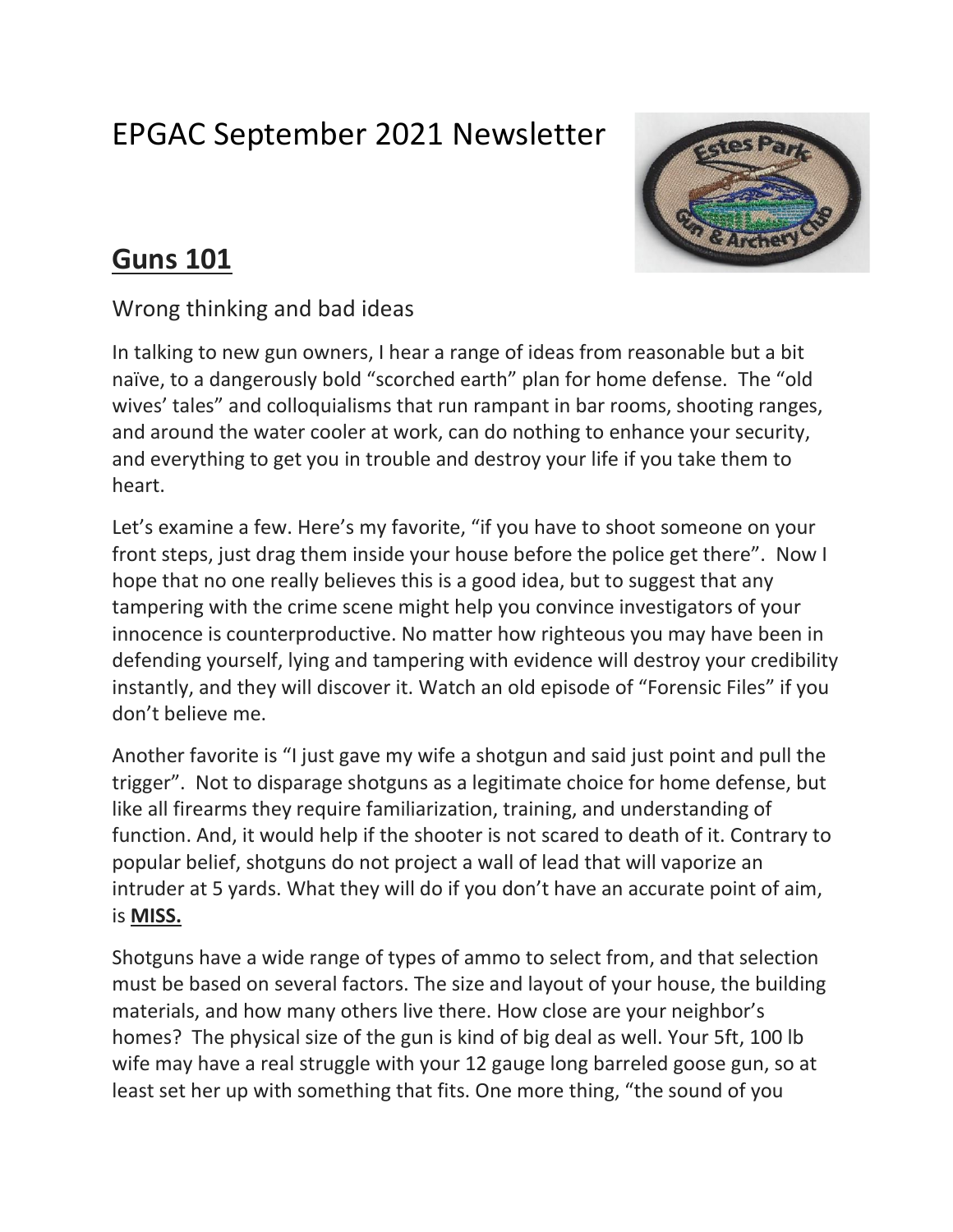# EPGAC September 2021 Newsletter

## **Guns 101**

Wrong thinking and bad ideas

In talking to new gun owners, I hear a range of ideas from reasonable but a bit naïve, to a dangerously bold "scorched earth" plan for home defense. The "old wives' tales" and colloquialisms that run rampant in bar rooms, shooting ranges, and around the water cooler at work, can do nothing to enhance your security, and everything to get you in trouble and destroy your life if you take them to heart.

Let's examine a few. Here's my favorite, "if you have to shoot someone on your front steps, just drag them inside your house before the police get there". Now I hope that no one really believes this is a good idea, but to suggest that any tampering with the crime scene might help you convince investigators of your innocence is counterproductive. No matter how righteous you may have been in defending yourself, lying and tampering with evidence will destroy your credibility instantly, and they will discover it. Watch an old episode of "Forensic Files" if you don't believe me.

Another favorite is "I just gave my wife a shotgun and said just point and pull the trigger". Not to disparage shotguns as a legitimate choice for home defense, but like all firearms they require familiarization, training, and understanding of function. And, it would help if the shooter is not scared to death of it. Contrary to popular belief, shotguns do not project a wall of lead that will vaporize an intruder at 5 yards. What they will do if you don't have an accurate point of aim, is **MISS.**

Shotguns have a wide range of types of ammo to select from, and that selection must be based on several factors. The size and layout of your house, the building materials, and how many others live there. How close are your neighbor's homes? The physical size of the gun is kind of big deal as well. Your 5ft, 100 lb wife may have a real struggle with your 12 gauge long barreled goose gun, so at least set her up with something that fits. One more thing, "the sound of you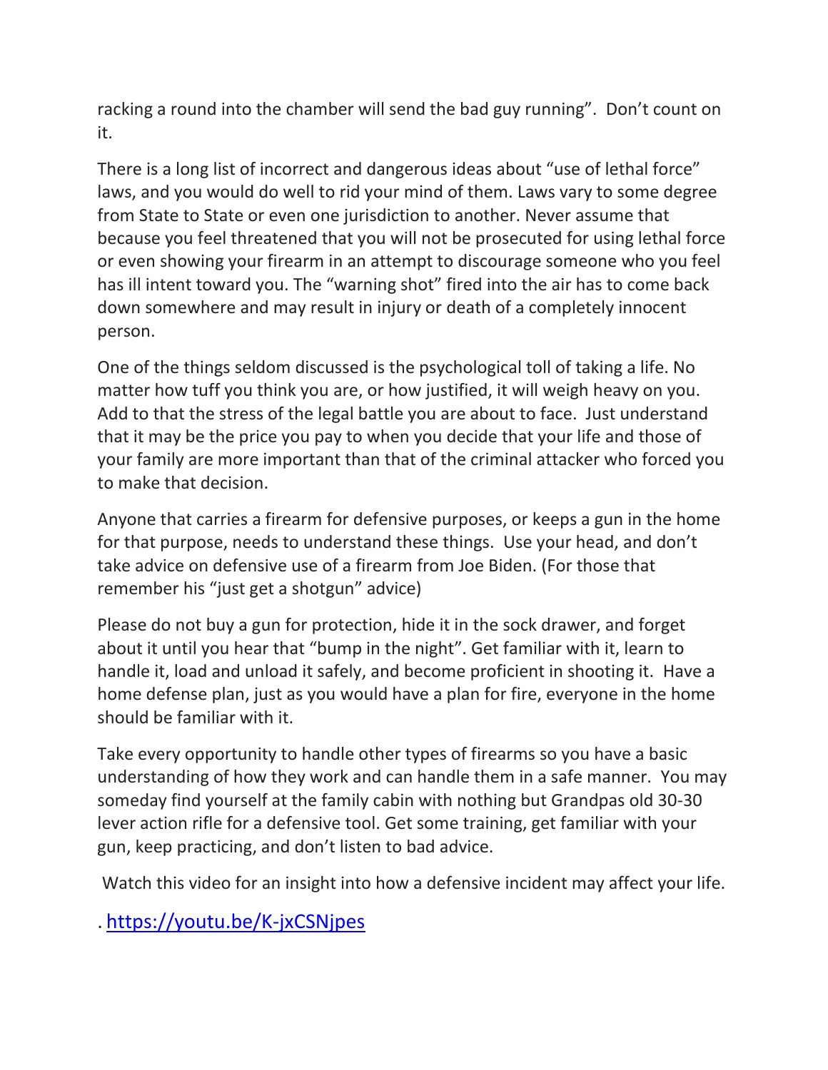racking a round into the chamber will send the bad guy running". Don't count on it.

There is a long list of incorrect and dangerous ideas about "use of lethal force" laws, and you would do well to rid your mind of them. Laws vary to some degree from State to State or even one jurisdiction to another. Never assume that because you feel threatened that you will not be prosecuted for using lethal force or even showing your firearm in an attempt to discourage someone who you feel has ill intent toward you. The "warning shot" fired into the air has to come back down somewhere and may result in injury or death of a completely innocent person.

One of the things seldom discussed is the psychological toll of taking a life. No matter how tuff you think you are, or how justified, it will weigh heavy on you. Add to that the stress of the legal battle you are about to face. Just understand that it may be the price you pay to when you decide that your life and those of your family are more important than that of the criminal attacker who forced you to make that decision.

Anyone that carries a firearm for defensive purposes, or keeps a gun in the home for that purpose, needs to understand these things. Use your head, and don't take advice on defensive use of a firearm from Joe Biden. (For those that remember his "just get a shotgun" advice)

Please do not buy a gun for protection, hide it in the sock drawer, and forget about it until you hear that "bump in the night". Get familiar with it, learn to handle it, load and unload it safely, and become proficient in shooting it. Have a home defense plan, just as you would have a plan for fire, everyone in the home should be familiar with it.

Take every opportunity to handle other types of firearms so you have a basic understanding of how they work and can handle them in a safe manner. You may someday find yourself at the family cabin with nothing but Grandpas old 30-30 lever action rifle for a defensive tool. Get some training, get familiar with your gun, keep practicing, and don't listen to bad advice.

Watch this video for an insight into how a defensive incident may affect your life.

. [https://youtu.be/K-jxCSNjpes](https://youtu.be/K-jxCSNjpes)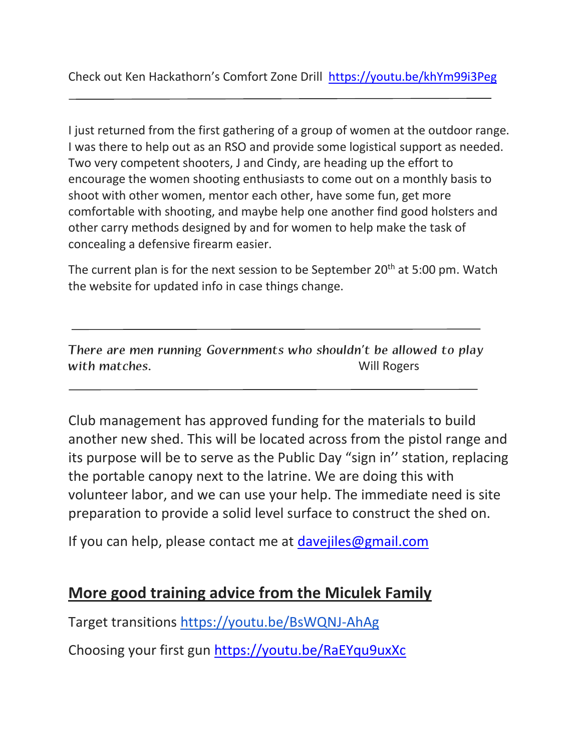Check out Ken Hackathorn's Comfort Zone Drill https://youtu.be/khYm99i3Peg

---

I just returned from the first gathering of a group of women at the outdoor range. I was there to help out as an RSO and provide some logistical support as needed. Two very competent shooters, J and Cindy, are heading up the effort to encourage the women shooting enthusiasts to come out on a monthly basis to shoot with other women, mentor each other, have some fun, get more comfortable with shooting, and maybe help one another find good holsters and other carry methods designed by and for women to help make the task of concealing a defensive firearm easier.

The current plan is for the next session to be September 20th at 5:00 pm. Watch the website for updated info in case things change.

---

*There are men running Governments who shouldn't be allowed to play with matches.* Will Rogers

---

Club management has approved funding for the materials to build another new shed. This will be located across from the pistol range and its purpose will be to serve as the Public Day "sign in'' station, replacing the portable canopy next to the latrine. We are doing this with volunteer labor, and we can use your help. The immediate need is site preparation to provide a solid level surface to construct the shed on.

If you can help, please contact me at davejiles@gmail.com

## More good training advice from the Miculek Family

Target transitions https://youtu.be/BsWQNJ-AhAg

Choosing your first gun https://youtu.be/RaEYqu9uxXc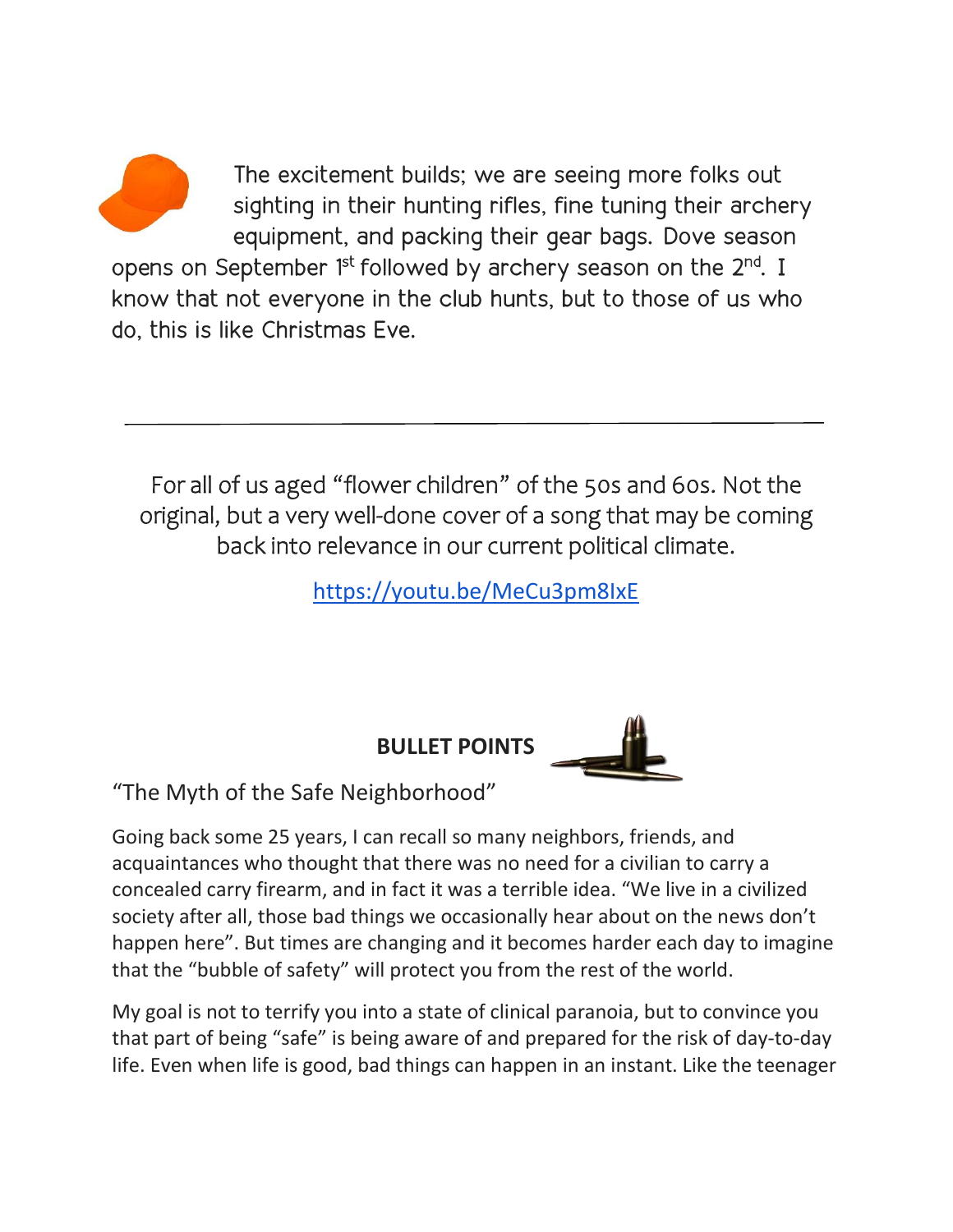The excitement builds; we are seeing more folks out sighting in their hunting rifles, fine tuning their archery equipment, and packing their gear bags. Dove season opens on September 1st followed by archery season on the 2nd. I know that not everyone in the club hunts, but to those of us who do, this is like Christmas Eve.

---

For all of us aged "flower children" of the 50s and 60s. Not the original, but a very well-done cover of a song that may be coming back into relevance in our current political climate.

https://youtu.be/MeCu3pm8IxE

**BULLET POINTS**

"The Myth of the Safe Neighborhood"

Going back some 25 years, I can recall so many neighbors, friends, and acquaintances who thought that there was no need for a civilian to carry a concealed carry firearm, and in fact it was a terrible idea. "We live in a civilized society after all, those bad things we occasionally hear about on the news don't happen here". But times are changing and it becomes harder each day to imagine that the "bubble of safety" will protect you from the rest of the world.

My goal is not to terrify you into a state of clinical paranoia, but to convince you that part of being "safe" is being aware of and prepared for the risk of day-to-day life. Even when life is good, bad things can happen in an instant. Like the teenager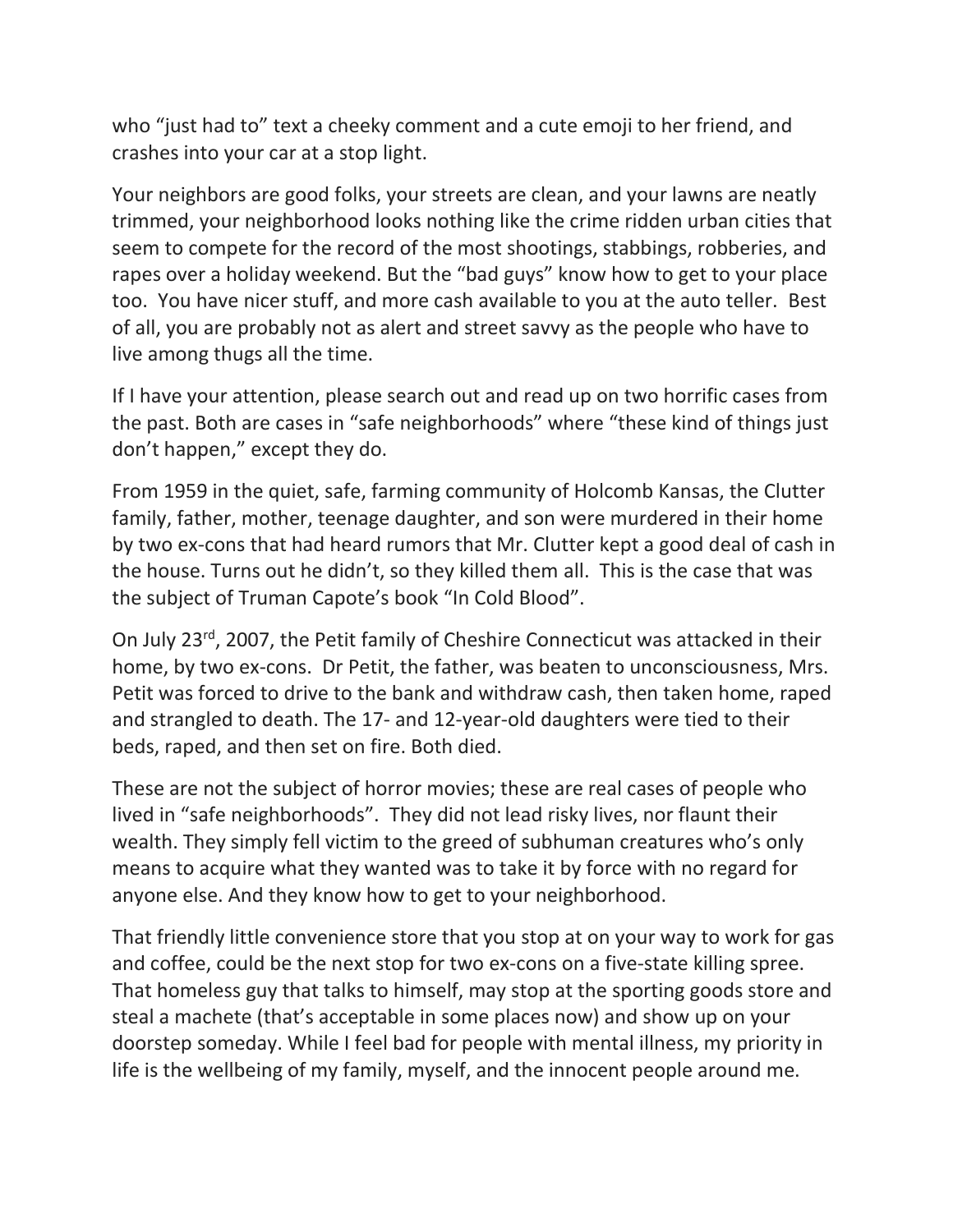who “just had to” text a cheeky comment and a cute emoji to her friend, and crashes into your car at a stop light.

Your neighbors are good folks, your streets are clean, and your lawns are neatly trimmed, your neighborhood looks nothing like the crime ridden urban cities that seem to compete for the record of the most shootings, stabbings, robberies, and rapes over a holiday weekend. But the “bad guys” know how to get to your place too. You have nicer stuff, and more cash available to you at the auto teller. Best of all, you are probably not as alert and street savvy as the people who have to live among thugs all the time.

If I have your attention, please search out and read up on two horrific cases from the past. Both are cases in “safe neighborhoods” where “these kind of things just don’t happen,” except they do.

From 1959 in the quiet, safe, farming community of Holcomb Kansas, the Clutter family, father, mother, teenage daughter, and son were murdered in their home by two ex-cons that had heard rumors that Mr. Clutter kept a good deal of cash in the house. Turns out he didn’t, so they killed them all. This is the case that was the subject of Truman Capote’s book “In Cold Blood”.

On July 23rd, 2007, the Petit family of Cheshire Connecticut was attacked in their home, by two ex-cons. Dr Petit, the father, was beaten to unconsciousness, Mrs. Petit was forced to drive to the bank and withdraw cash, then taken home, raped and strangled to death. The 17- and 12-year-old daughters were tied to their beds, raped, and then set on fire. Both died.

These are not the subject of horror movies; these are real cases of people who lived in “safe neighborhoods”. They did not lead risky lives, nor flaunt their wealth. They simply fell victim to the greed of subhuman creatures who’s only means to acquire what they wanted was to take it by force with no regard for anyone else. And they know how to get to your neighborhood.

That friendly little convenience store that you stop at on your way to work for gas and coffee, could be the next stop for two ex-cons on a five-state killing spree. That homeless guy that talks to himself, may stop at the sporting goods store and steal a machete (that’s acceptable in some places now) and show up on your doorstep someday. While I feel bad for people with mental illness, my priority in life is the wellbeing of my family, myself, and the innocent people around me.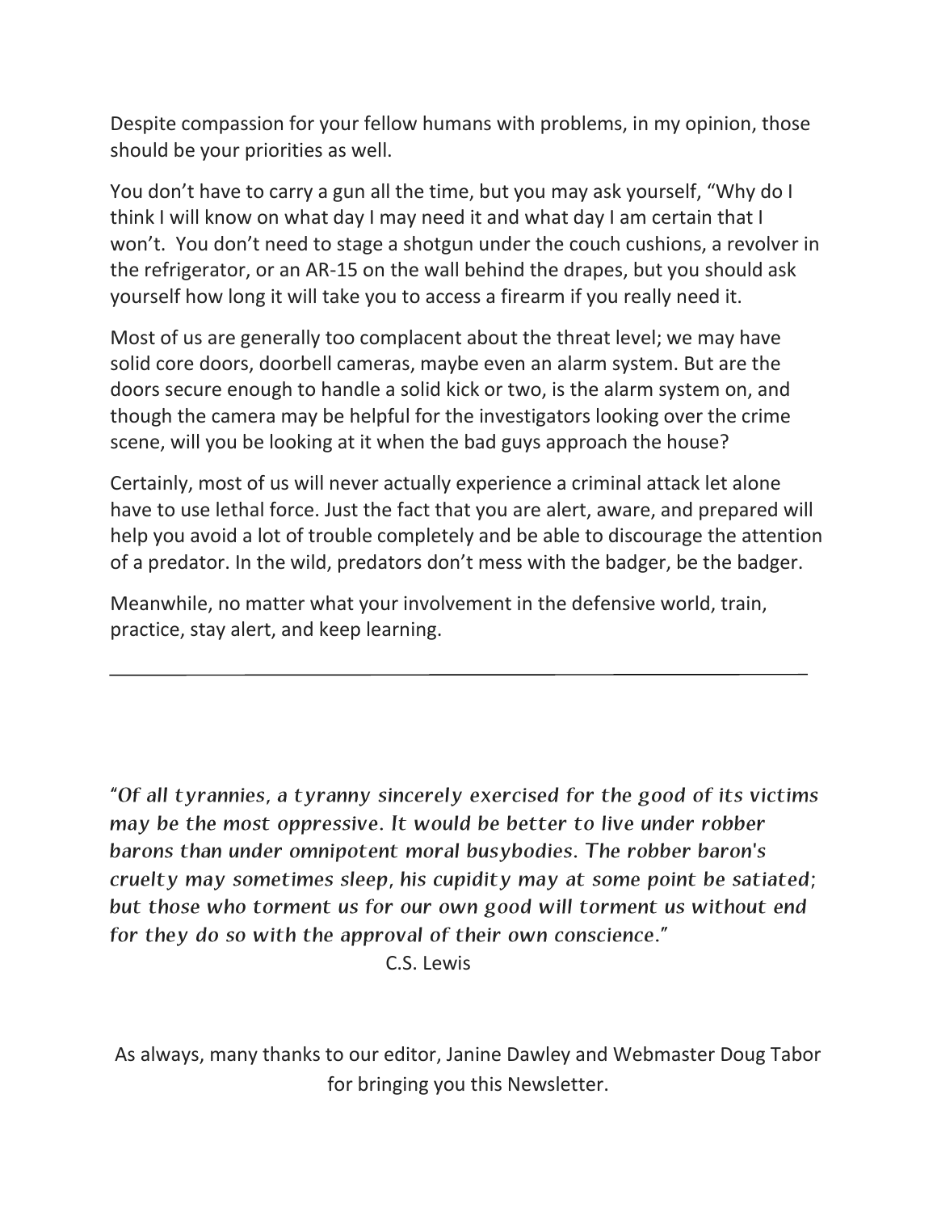Despite compassion for your fellow humans with problems, in my opinion, those should be your priorities as well.

You don't have to carry a gun all the time, but you may ask yourself, "Why do I think I will know on what day I may need it and what day I am certain that I won't. You don't need to stage a shotgun under the couch cushions, a revolver in the refrigerator, or an AR-15 on the wall behind the drapes, but you should ask yourself how long it will take you to access a firearm if you really need it.

Most of us are generally too complacent about the threat level; we may have solid core doors, doorbell cameras, maybe even an alarm system. But are the doors secure enough to handle a solid kick or two, is the alarm system on, and though the camera may be helpful for the investigators looking over the crime scene, will you be looking at it when the bad guys approach the house?

Certainly, most of us will never actually experience a criminal attack let alone have to use lethal force. Just the fact that you are alert, aware, and prepared will help you avoid a lot of trouble completely and be able to discourage the attention of a predator. In the wild, predators don't mess with the badger, be the badger.

Meanwhile, no matter what your involvement in the defensive world, train, practice, stay alert, and keep learning.

---

*"Of all tyrannies, a tyranny sincerely exercised for the good of its victims may be the most oppressive. It would be better to live under robber barons than under omnipotent moral busybodies. The robber baron's cruelty may sometimes sleep, his cupidity may at some point be satiated; but those who torment us for our own good will torment us without end for they do so with the approval of their own conscience."*

C.S. Lewis

As always, many thanks to our editor, Janine Dawley and Webmaster Doug Tabor for bringing you this Newsletter.